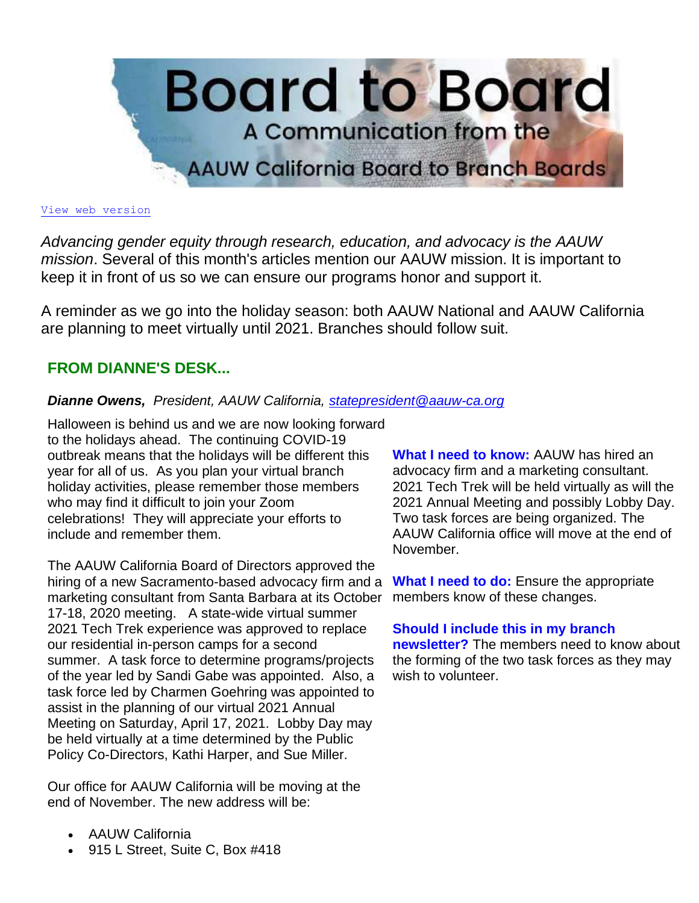# Board to Board

## A Communication from the AAUW California Board to Branch Boards

View web version

*Advancing gender equity through research, education, and advocacy is the AAUW mission*. Several of this month's articles mention our AAUW mission. It is important to keep it in front of us so we can ensure our programs honor and support it.

A reminder as we go into the holiday season: both AAUW National and AAUW California are planning to meet virtually until 2021. Branches should follow suit.

## FROM DIANNE'S DESK...

***Dianne Owens,*** *President, AAUW California, statepresident@aauw-ca.org*

Halloween is behind us and we are now looking forward to the holidays ahead. The continuing COVID-19 outbreak means that the holidays will be different this year for all of us. As you plan your virtual branch holiday activities, please remember those members who may find it difficult to join your Zoom celebrations! They will appreciate your efforts to include and remember them.

The AAUW California Board of Directors approved the hiring of a new Sacramento-based advocacy firm and a marketing consultant from Santa Barbara at its October 17-18, 2020 meeting. A state-wide virtual summer 2021 Tech Trek experience was approved to replace our residential in-person camps for a second summer. A task force to determine programs/projects of the year led by Sandi Gabe was appointed. Also, a task force led by Charmen Goehring was appointed to assist in the planning of our virtual 2021 Annual Meeting on Saturday, April 17, 2021. Lobby Day may be held virtually at a time determined by the Public Policy Co-Directors, Kathi Harper, and Sue Miller.

Our office for AAUW California will be moving at the end of November. The new address will be:

- AAUW California
- 915 L Street, Suite C, Box #418

**What I need to know:** AAUW has hired an advocacy firm and a marketing consultant. 2021 Tech Trek will be held virtually as will the 2021 Annual Meeting and possibly Lobby Day. Two task forces are being organized. The AAUW California office will move at the end of November.

**What I need to do:** Ensure the appropriate members know of these changes.

**Should I include this in my branch newsletter?** The members need to know about the forming of the two task forces as they may wish to volunteer.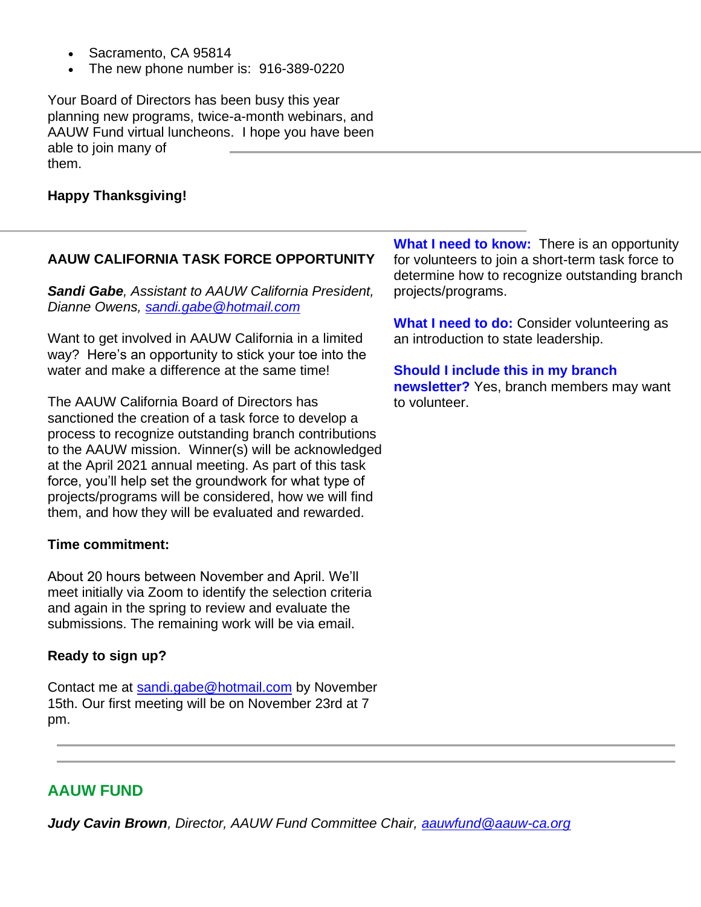- Sacramento, CA 95814
- The new phone number is: 916-389-0220

Your Board of Directors has been busy this year planning new programs, twice-a-month webinars, and AAUW Fund virtual luncheons. I hope you have been able to join many of them.

**Happy Thanksgiving!**

---

## AAUW CALIFORNIA TASK FORCE OPPORTUNITY

***Sandi Gabe**, Assistant to AAUW California President, Dianne Owens, [sandi.gabe@hotmail.com](mailto:sandi.gabe@hotmail.com)*

Want to get involved in AAUW California in a limited way? Here's an opportunity to stick your toe into the water and make a difference at the same time!

The AAUW California Board of Directors has sanctioned the creation of a task force to develop a process to recognize outstanding branch contributions to the AAUW mission. Winner(s) will be acknowledged at the April 2021 annual meeting. As part of this task force, you'll help set the groundwork for what type of projects/programs will be considered, how we will find them, and how they will be evaluated and rewarded.

**Time commitment:**

About 20 hours between November and April. We'll meet initially via Zoom to identify the selection criteria and again in the spring to review and evaluate the submissions. The remaining work will be via email.

**Ready to sign up?**

Contact me at [sandi.gabe@hotmail.com](mailto:sandi.gabe@hotmail.com) by November 15th. Our first meeting will be on November 23rd at 7 pm.

**What I need to know:** There is an opportunity for volunteers to join a short-term task force to determine how to recognize outstanding branch projects/programs.

**What I need to do:** Consider volunteering as an introduction to state leadership.

**Should I include this in my branch newsletter?** Yes, branch members may want to volunteer.

---

## AAUW FUND

***Judy Cavin Brown**, Director, AAUW Fund Committee Chair, [aauwfund@aauw-ca.org](mailto:aauwfund@aauw-ca.org)*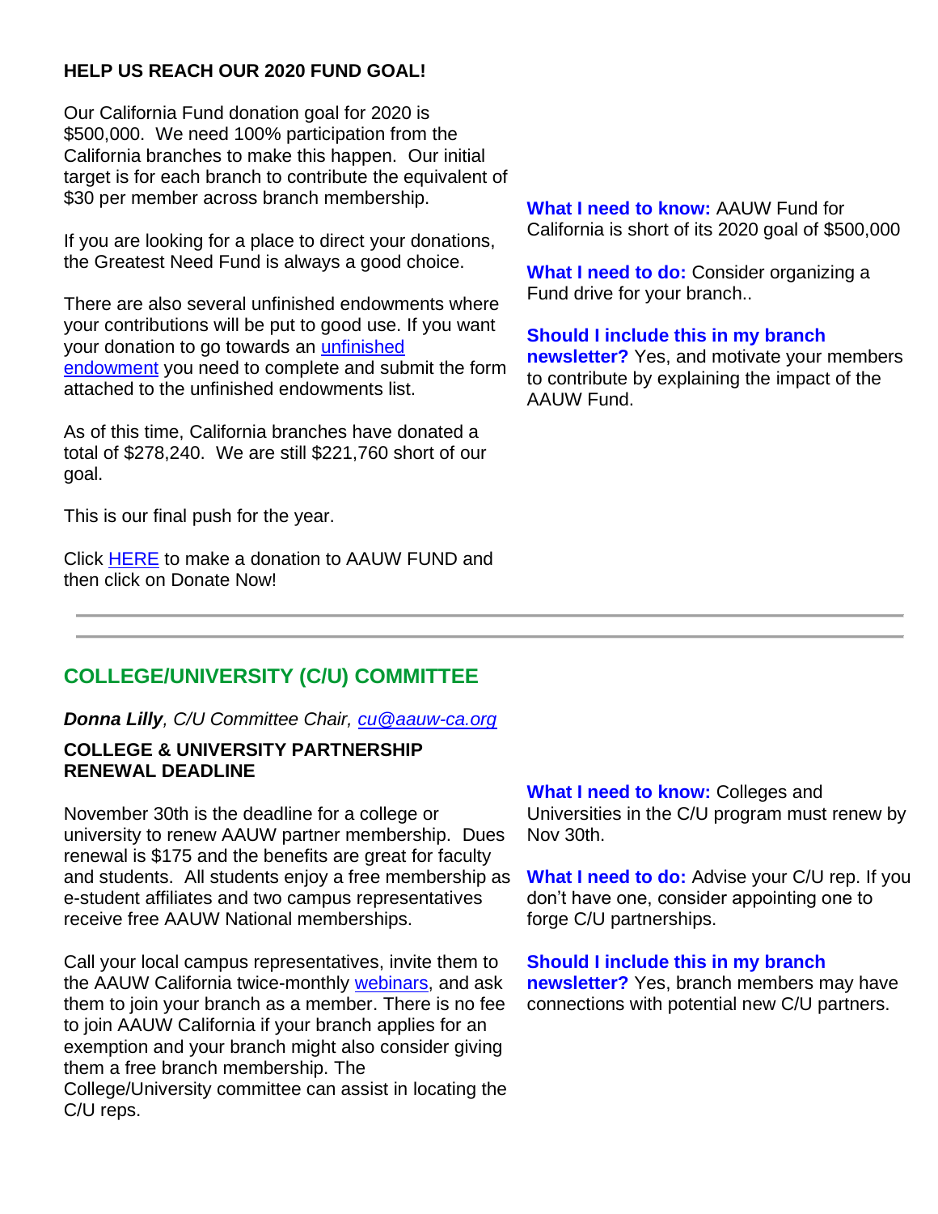**HELP US REACH OUR 2020 FUND GOAL!**

Our California Fund donation goal for 2020 is $500,000. We need 100% participation from the California branches to make this happen. Our initial target is for each branch to contribute the equivalent of $30 per member across branch membership.

If you are looking for a place to direct your donations, the Greatest Need Fund is always a good choice.

There are also several unfinished endowments where your contributions will be put to good use. If you want your donation to go towards an unfinished endowment you need to complete and submit the form attached to the unfinished endowments list.

As of this time, California branches have donated a total of $278,240. We are still $221,760 short of our goal.

This is our final push for the year.

Click HERE to make a donation to AAUW FUND and then click on Donate Now!

**What I need to know:** AAUW Fund for California is short of its 2020 goal of $500,000

**What I need to do:** Consider organizing a Fund drive for your branch..

**Should I include this in my branch newsletter?** Yes, and motivate your members to contribute by explaining the impact of the AAUW Fund.

---

## COLLEGE/UNIVERSITY (C/U) COMMITTEE

***Donna Lilly**, C/U Committee Chair, cu@aauw-ca.org*

**COLLEGE & UNIVERSITY PARTNERSHIP RENEWAL DEADLINE**

November 30th is the deadline for a college or university to renew AAUW partner membership. Dues renewal is $175 and the benefits are great for faculty and students. All students enjoy a free membership as e-student affiliates and two campus representatives receive free AAUW National memberships.

Call your local campus representatives, invite them to the AAUW California twice-monthly webinars, and ask them to join your branch as a member. There is no fee to join AAUW California if your branch applies for an exemption and your branch might also consider giving them a free branch membership. The College/University committee can assist in locating the C/U reps.

**What I need to know:** Colleges and Universities in the C/U program must renew by Nov 30th.

**What I need to do:** Advise your C/U rep. If you don't have one, consider appointing one to forge C/U partnerships.

**Should I include this in my branch newsletter?** Yes, branch members may have connections with potential new C/U partners.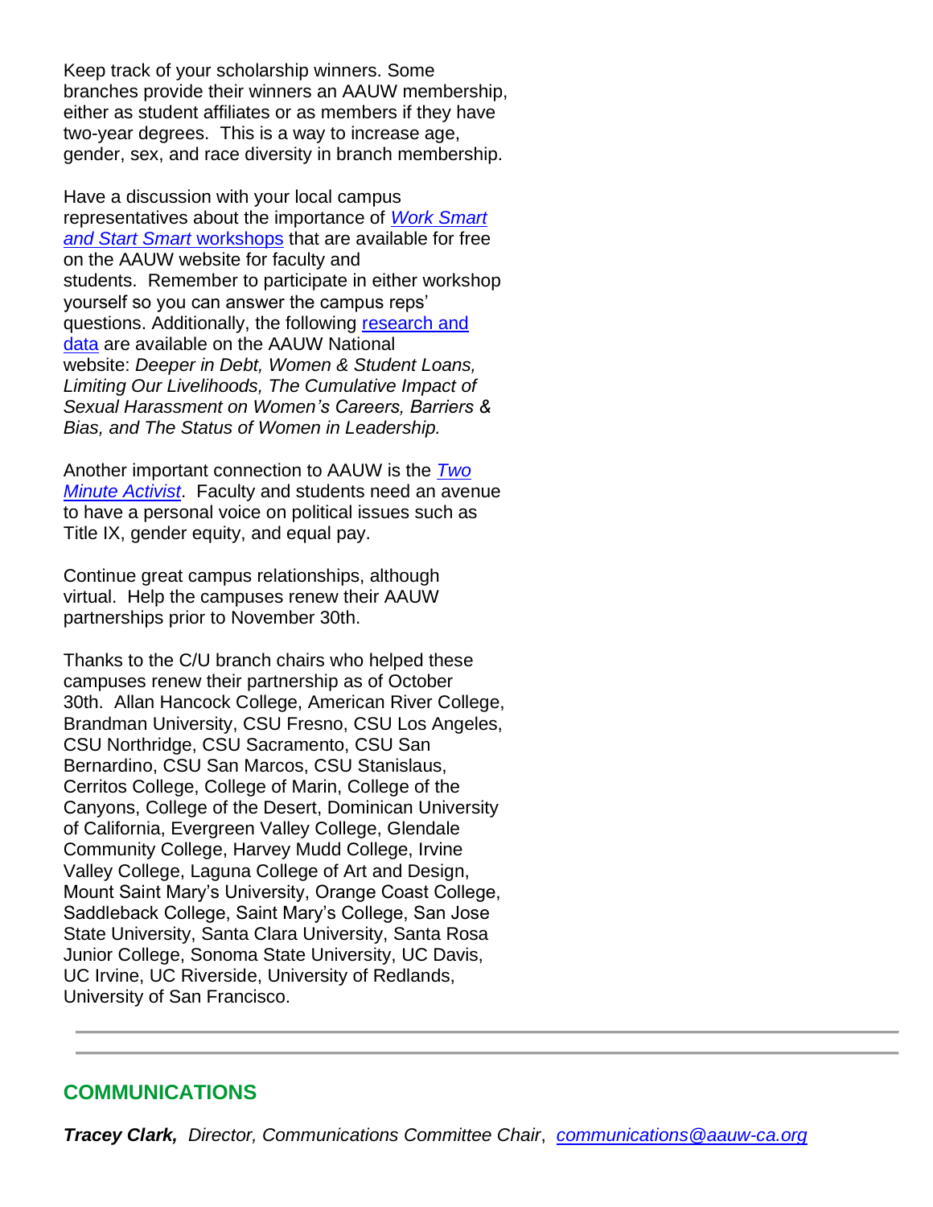Keep track of your scholarship winners. Some branches provide their winners an AAUW membership, either as student affiliates or as members if they have two-year degrees. This is a way to increase age, gender, sex, and race diversity in branch membership.

Have a discussion with your local campus representatives about the importance of *Work Smart and Start Smart* workshops that are available for free on the AAUW website for faculty and students. Remember to participate in either workshop yourself so you can answer the campus reps' questions. Additionally, the following research and data are available on the AAUW National website: *Deeper in Debt, Women & Student Loans, Limiting Our Livelihoods, The Cumulative Impact of Sexual Harassment on Women's Careers, Barriers & Bias, and The Status of Women in Leadership.*

Another important connection to AAUW is the *Two Minute Activist*. Faculty and students need an avenue to have a personal voice on political issues such as Title IX, gender equity, and equal pay.

Continue great campus relationships, although virtual. Help the campuses renew their AAUW partnerships prior to November 30th.

Thanks to the C/U branch chairs who helped these campuses renew their partnership as of October 30th. Allan Hancock College, American River College, Brandman University, CSU Fresno, CSU Los Angeles, CSU Northridge, CSU Sacramento, CSU San Bernardino, CSU San Marcos, CSU Stanislaus, Cerritos College, College of Marin, College of the Canyons, College of the Desert, Dominican University of California, Evergreen Valley College, Glendale Community College, Harvey Mudd College, Irvine Valley College, Laguna College of Art and Design, Mount Saint Mary's University, Orange Coast College, Saddleback College, Saint Mary's College, San Jose State University, Santa Clara University, Santa Rosa Junior College, Sonoma State University, UC Davis, UC Irvine, UC Riverside, University of Redlands, University of San Francisco.

---

## COMMUNICATIONS

***Tracey Clark,*** *Director, Communications Committee Chair*, *communications@aauw-ca.org*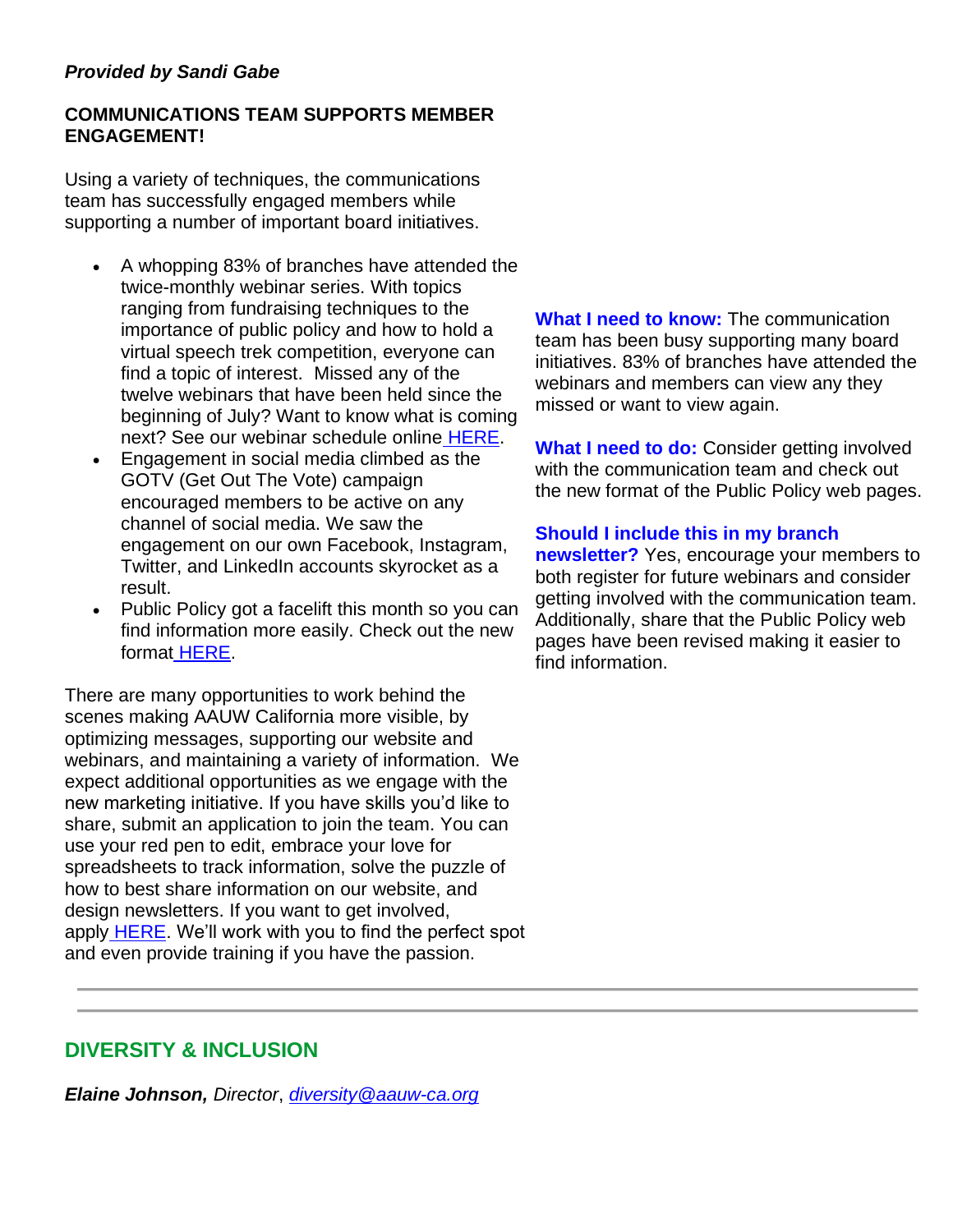***Provided by Sandi Gabe***

**COMMUNICATIONS TEAM SUPPORTS MEMBER ENGAGEMENT!**

Using a variety of techniques, the communications team has successfully engaged members while supporting a number of important board initiatives.

- A whopping 83% of branches have attended the twice-monthly webinar series. With topics ranging from fundraising techniques to the importance of public policy and how to hold a virtual speech trek competition, everyone can find a topic of interest. Missed any of the twelve webinars that have been held since the beginning of July? Want to know what is coming next? See our webinar schedule online HERE.
- Engagement in social media climbed as the GOTV (Get Out The Vote) campaign encouraged members to be active on any channel of social media. We saw the engagement on our own Facebook, Instagram, Twitter, and LinkedIn accounts skyrocket as a result.
- Public Policy got a facelift this month so you can find information more easily. Check out the new format HERE.

There are many opportunities to work behind the scenes making AAUW California more visible, by optimizing messages, supporting our website and webinars, and maintaining a variety of information. We expect additional opportunities as we engage with the new marketing initiative. If you have skills you'd like to share, submit an application to join the team. You can use your red pen to edit, embrace your love for spreadsheets to track information, solve the puzzle of how to best share information on our website, and design newsletters. If you want to get involved, apply HERE. We'll work with you to find the perfect spot and even provide training if you have the passion.

**What I need to know:** The communication team has been busy supporting many board initiatives. 83% of branches have attended the webinars and members can view any they missed or want to view again.

**What I need to do:** Consider getting involved with the communication team and check out the new format of the Public Policy web pages.

**Should I include this in my branch newsletter?** Yes, encourage your members to both register for future webinars and consider getting involved with the communication team. Additionally, share that the Public Policy web pages have been revised making it easier to find information.

---

## DIVERSITY & INCLUSION

***Elaine Johnson,*** *Director*, *diversity@aauw-ca.org*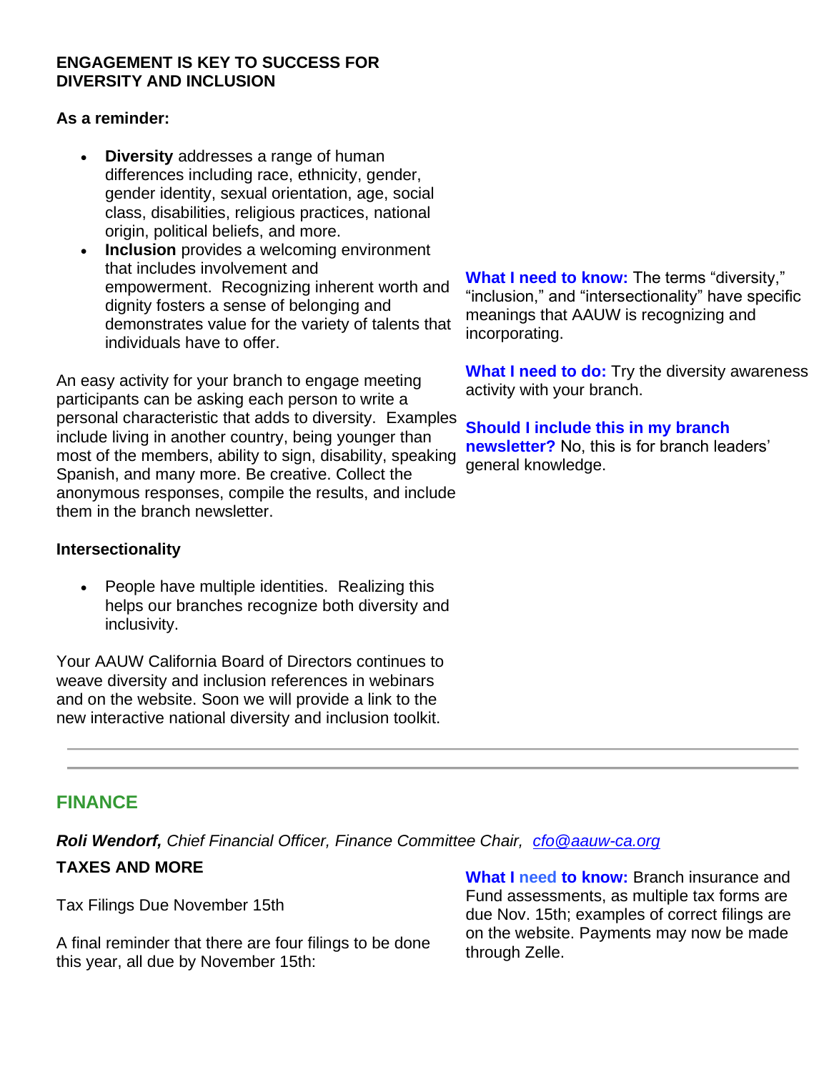**ENGAGEMENT IS KEY TO SUCCESS FOR DIVERSITY AND INCLUSION**

**As a reminder:**

- **Diversity** addresses a range of human differences including race, ethnicity, gender, gender identity, sexual orientation, age, social class, disabilities, religious practices, national origin, political beliefs, and more.
- **Inclusion** provides a welcoming environment that includes involvement and empowerment. Recognizing inherent worth and dignity fosters a sense of belonging and demonstrates value for the variety of talents that individuals have to offer.

An easy activity for your branch to engage meeting participants can be asking each person to write a personal characteristic that adds to diversity. Examples include living in another country, being younger than most of the members, ability to sign, disability, speaking Spanish, and many more. Be creative. Collect the anonymous responses, compile the results, and include them in the branch newsletter.

**Intersectionality**

- People have multiple identities. Realizing this helps our branches recognize both diversity and inclusivity.

Your AAUW California Board of Directors continues to weave diversity and inclusion references in webinars and on the website. Soon we will provide a link to the new interactive national diversity and inclusion toolkit.

**What I need to know:** The terms "diversity," "inclusion," and "intersectionality" have specific meanings that AAUW is recognizing and incorporating.

**What I need to do:** Try the diversity awareness activity with your branch.

**Should I include this in my branch newsletter?** No, this is for branch leaders' general knowledge.

---

## FINANCE

***Roli Wendorf,*** *Chief Financial Officer, Finance Committee Chair, cfo@aauw-ca.org*

**TAXES AND MORE**

Tax Filings Due November 15th

A final reminder that there are four filings to be done this year, all due by November 15th:

**What I need to know:** Branch insurance and Fund assessments, as multiple tax forms are due Nov. 15th; examples of correct filings are on the website. Payments may now be made through Zelle.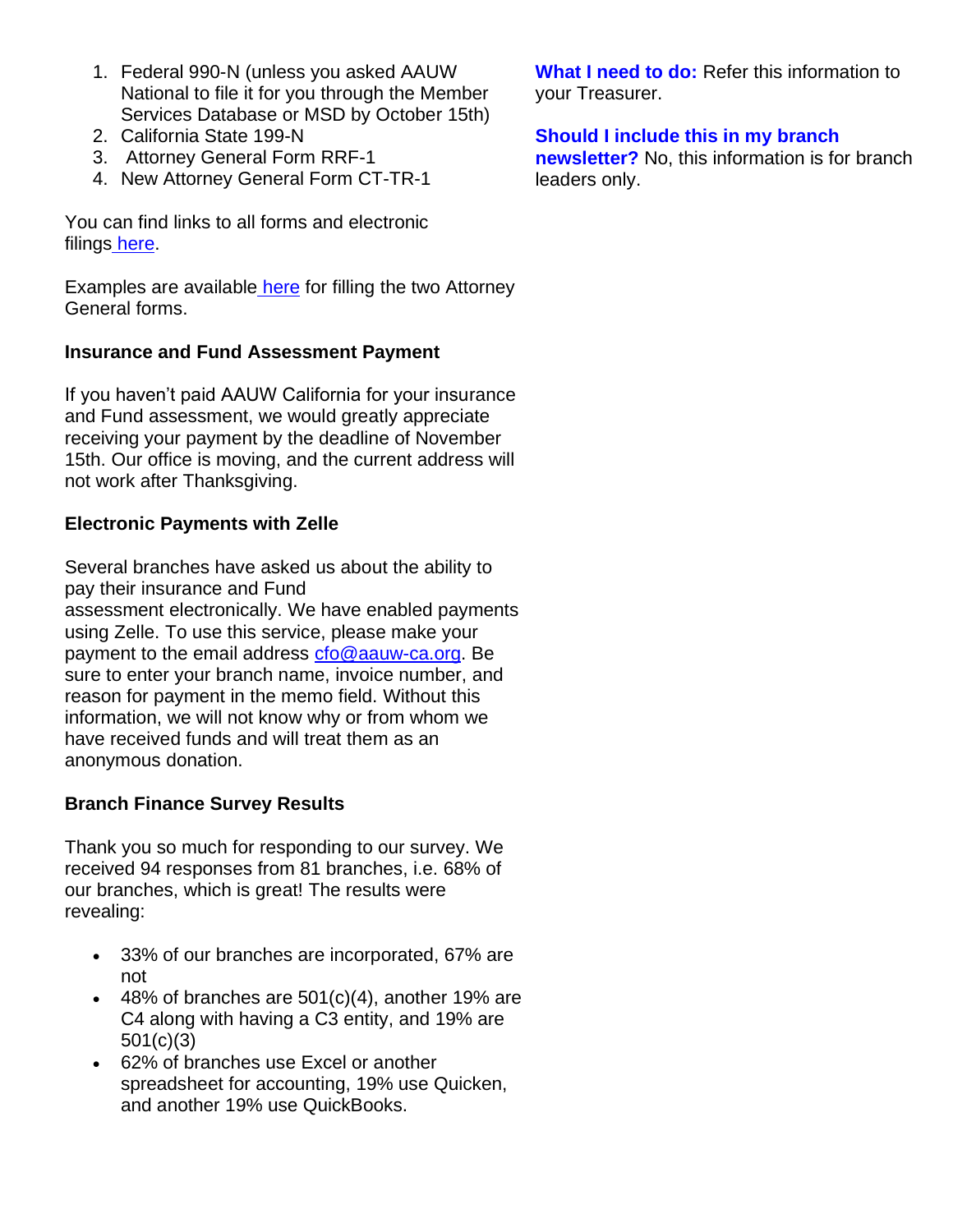1. Federal 990-N (unless you asked AAUW National to file it for you through the Member Services Database or MSD by October 15th)
2. California State 199-N
3. Attorney General Form RRF-1
4. New Attorney General Form CT-TR-1

You can find links to all forms and electronic filings [here](#).

Examples are available [here](#) for filling the two Attorney General forms.

**Insurance and Fund Assessment Payment**

If you haven't paid AAUW California for your insurance and Fund assessment, we would greatly appreciate receiving your payment by the deadline of November 15th. Our office is moving, and the current address will not work after Thanksgiving.

**Electronic Payments with Zelle**

Several branches have asked us about the ability to pay their insurance and Fund assessment electronically. We have enabled payments using Zelle. To use this service, please make your payment to the email address [cfo@aauw-ca.org](mailto:cfo@aauw-ca.org). Be sure to enter your branch name, invoice number, and reason for payment in the memo field. Without this information, we will not know why or from whom we have received funds and will treat them as an anonymous donation.

**Branch Finance Survey Results**

Thank you so much for responding to our survey. We received 94 responses from 81 branches, i.e. 68% of our branches, which is great! The results were revealing:

- 33% of our branches are incorporated, 67% are not
- 48% of branches are 501(c)(4), another 19% are C4 along with having a C3 entity, and 19% are 501(c)(3)
- 62% of branches use Excel or another spreadsheet for accounting, 19% use Quicken, and another 19% use QuickBooks.

**What I need to do:** Refer this information to your Treasurer.

**Should I include this in my branch newsletter?** No, this information is for branch leaders only.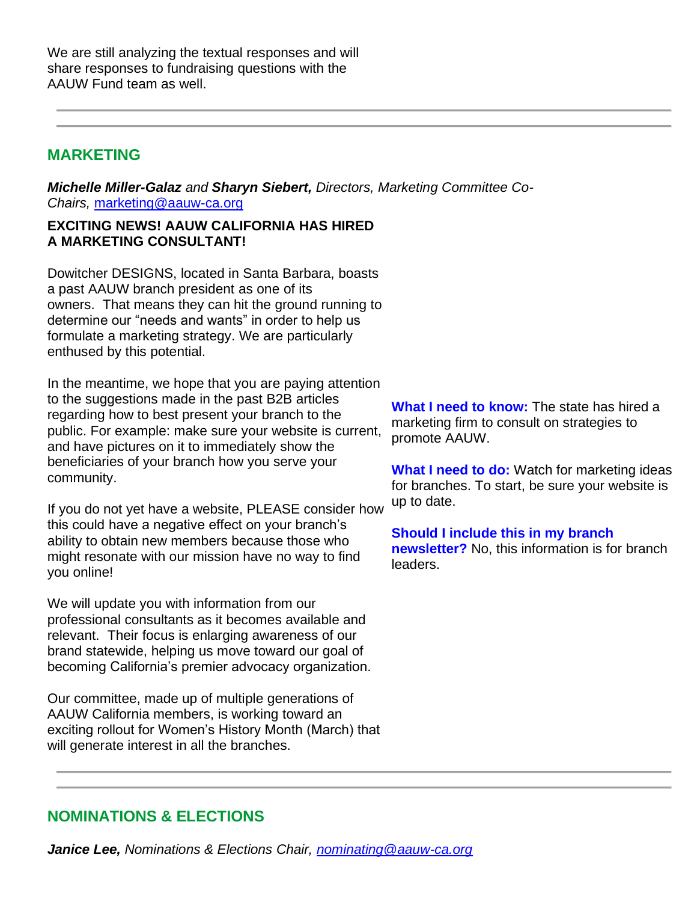We are still analyzing the textual responses and will share responses to fundraising questions with the AAUW Fund team as well.

---

## MARKETING

***Michelle Miller-Galaz** and **Sharyn Siebert,** Directors, Marketing Committee Co-Chairs,* marketing@aauw-ca.org

**EXCITING NEWS! AAUW CALIFORNIA HAS HIRED A MARKETING CONSULTANT!**

Dowitcher DESIGNS, located in Santa Barbara, boasts a past AAUW branch president as one of its owners. That means they can hit the ground running to determine our "needs and wants" in order to help us formulate a marketing strategy. We are particularly enthused by this potential.

In the meantime, we hope that you are paying attention to the suggestions made in the past B2B articles regarding how to best present your branch to the public. For example: make sure your website is current, and have pictures on it to immediately show the beneficiaries of your branch how you serve your community.

If you do not yet have a website, PLEASE consider how this could have a negative effect on your branch's ability to obtain new members because those who might resonate with our mission have no way to find you online!

We will update you with information from our professional consultants as it becomes available and relevant. Their focus is enlarging awareness of our brand statewide, helping us move toward our goal of becoming California's premier advocacy organization.

Our committee, made up of multiple generations of AAUW California members, is working toward an exciting rollout for Women's History Month (March) that will generate interest in all the branches.

**What I need to know:** The state has hired a marketing firm to consult on strategies to promote AAUW.

**What I need to do:** Watch for marketing ideas for branches. To start, be sure your website is up to date.

**Should I include this in my branch newsletter?** No, this information is for branch leaders.

---

## NOMINATIONS & ELECTIONS

***Janice Lee,** Nominations & Elections Chair,* nominating@aauw-ca.org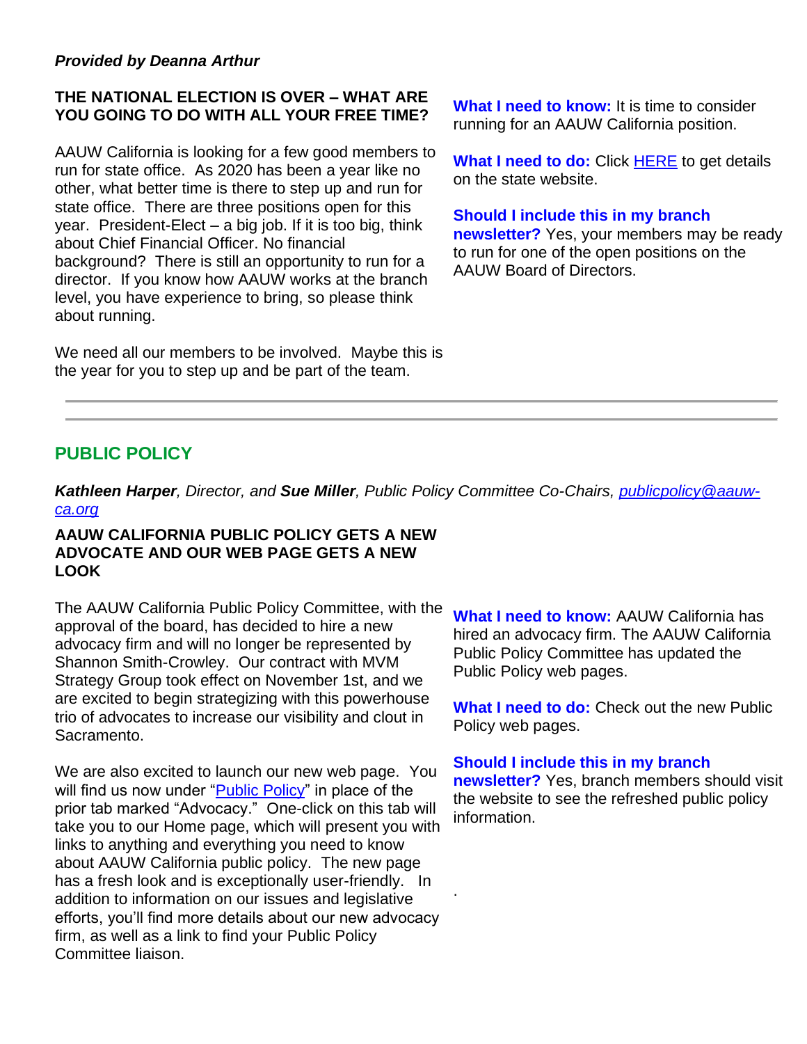***Provided by Deanna Arthur***

**THE NATIONAL ELECTION IS OVER – WHAT ARE YOU GOING TO DO WITH ALL YOUR FREE TIME?**

AAUW California is looking for a few good members to run for state office. As 2020 has been a year like no other, what better time is there to step up and run for state office. There are three positions open for this year. President-Elect – a big job. If it is too big, think about Chief Financial Officer. No financial background? There is still an opportunity to run for a director. If you know how AAUW works at the branch level, you have experience to bring, so please think about running.

We need all our members to be involved. Maybe this is the year for you to step up and be part of the team.

**What I need to know:** It is time to consider running for an AAUW California position.

**What I need to do:** Click HERE to get details on the state website.

**Should I include this in my branch newsletter?** Yes, your members may be ready to run for one of the open positions on the AAUW Board of Directors.

---

## PUBLIC POLICY

***Kathleen Harper**, Director, and **Sue Miller**, Public Policy Committee Co-Chairs, publicpolicy@aauw-ca.org*

**AAUW CALIFORNIA PUBLIC POLICY GETS A NEW ADVOCATE AND OUR WEB PAGE GETS A NEW LOOK**

The AAUW California Public Policy Committee, with the approval of the board, has decided to hire a new advocacy firm and will no longer be represented by Shannon Smith-Crowley. Our contract with MVM Strategy Group took effect on November 1st, and we are excited to begin strategizing with this powerhouse trio of advocates to increase our visibility and clout in Sacramento.

We are also excited to launch our new web page. You will find us now under "Public Policy" in place of the prior tab marked "Advocacy." One-click on this tab will take you to our Home page, which will present you with links to anything and everything you need to know about AAUW California public policy. The new page has a fresh look and is exceptionally user-friendly. In addition to information on our issues and legislative efforts, you'll find more details about our new advocacy firm, as well as a link to find your Public Policy Committee liaison.

**What I need to know:** AAUW California has hired an advocacy firm. The AAUW California Public Policy Committee has updated the Public Policy web pages.

**What I need to do:** Check out the new Public Policy web pages.

**Should I include this in my branch newsletter?** Yes, branch members should visit the website to see the refreshed public policy information.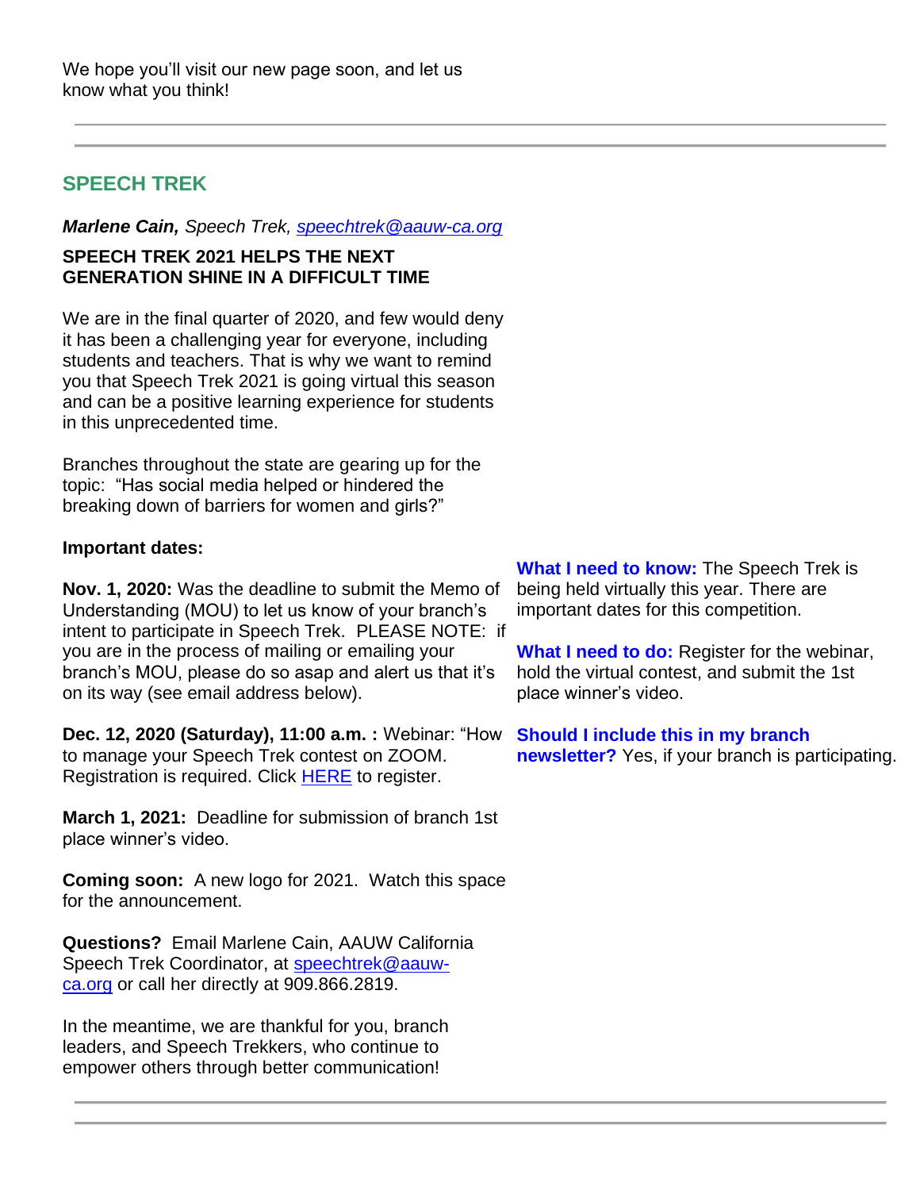We hope you'll visit our new page soon, and let us know what you think!

---

## SPEECH TREK

***Marlene Cain,*** *Speech Trek, [speechtrek@aauw-ca.org](mailto:speechtrek@aauw-ca.org)*

**SPEECH TREK 2021 HELPS THE NEXT GENERATION SHINE IN A DIFFICULT TIME**

We are in the final quarter of 2020, and few would deny it has been a challenging year for everyone, including students and teachers. That is why we want to remind you that Speech Trek 2021 is going virtual this season and can be a positive learning experience for students in this unprecedented time.

Branches throughout the state are gearing up for the topic: "Has social media helped or hindered the breaking down of barriers for women and girls?"

**Important dates:**

**Nov. 1, 2020:** Was the deadline to submit the Memo of Understanding (MOU) to let us know of your branch's intent to participate in Speech Trek. PLEASE NOTE: if you are in the process of mailing or emailing your branch's MOU, please do so asap and alert us that it's on its way (see email address below).

**Dec. 12, 2020 (Saturday), 11:00 a.m. :** Webinar: "How to manage your Speech Trek contest on ZOOM. Registration is required. Click HERE to register.

**March 1, 2021:** Deadline for submission of branch 1st place winner's video.

**Coming soon:** A new logo for 2021. Watch this space for the announcement.

**Questions?** Email Marlene Cain, AAUW California Speech Trek Coordinator, at [speechtrek@aauw-ca.org](mailto:speechtrek@aauw-ca.org) or call her directly at 909.866.2819.

In the meantime, we are thankful for you, branch leaders, and Speech Trekkers, who continue to empower others through better communication!

**What I need to know:** The Speech Trek is being held virtually this year. There are important dates for this competition.

**What I need to do:** Register for the webinar, hold the virtual contest, and submit the 1st place winner's video.

**Should I include this in my branch newsletter?** Yes, if your branch is participating.

---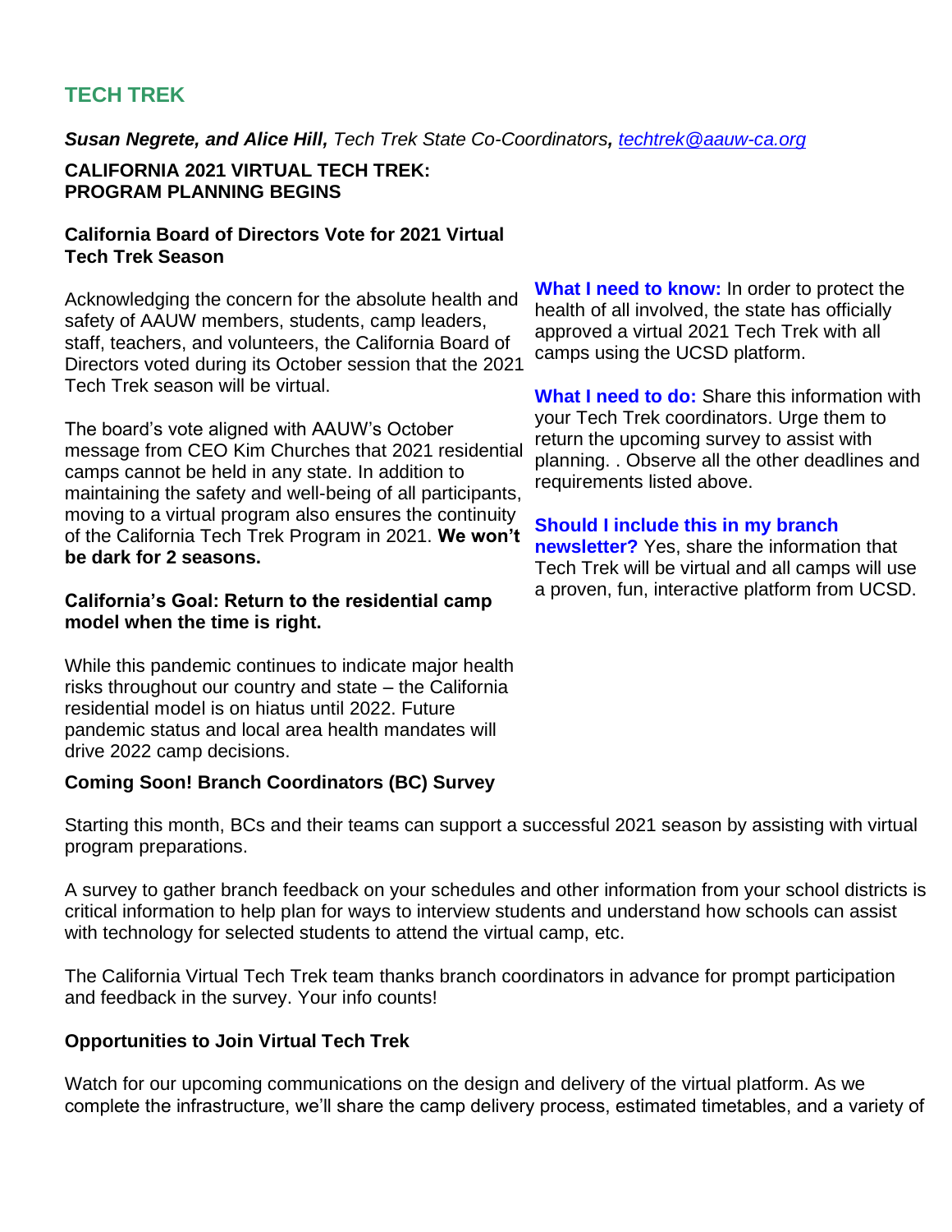## TECH TREK

***Susan Negrete, and Alice Hill,*** *Tech Trek State Co-Coordinators,* *techtrek@aauw-ca.org*

### CALIFORNIA 2021 VIRTUAL TECH TREK: PROGRAM PLANNING BEGINS

**California Board of Directors Vote for 2021 Virtual Tech Trek Season**

Acknowledging the concern for the absolute health and safety of AAUW members, students, camp leaders, staff, teachers, and volunteers, the California Board of Directors voted during its October session that the 2021 Tech Trek season will be virtual.

The board's vote aligned with AAUW's October message from CEO Kim Churches that 2021 residential camps cannot be held in any state. In addition to maintaining the safety and well-being of all participants, moving to a virtual program also ensures the continuity of the California Tech Trek Program in 2021. **We won't be dark for 2 seasons.**

**California's Goal: Return to the residential camp model when the time is right.**

While this pandemic continues to indicate major health risks throughout our country and state – the California residential model is on hiatus until 2022. Future pandemic status and local area health mandates will drive 2022 camp decisions.

**What I need to know:** In order to protect the health of all involved, the state has officially approved a virtual 2021 Tech Trek with all camps using the UCSD platform.

**What I need to do:** Share this information with your Tech Trek coordinators. Urge them to return the upcoming survey to assist with planning. . Observe all the other deadlines and requirements listed above.

**Should I include this in my branch newsletter?** Yes, share the information that Tech Trek will be virtual and all camps will use a proven, fun, interactive platform from UCSD.

**Coming Soon! Branch Coordinators (BC) Survey**

Starting this month, BCs and their teams can support a successful 2021 season by assisting with virtual program preparations.

A survey to gather branch feedback on your schedules and other information from your school districts is critical information to help plan for ways to interview students and understand how schools can assist with technology for selected students to attend the virtual camp, etc.

The California Virtual Tech Trek team thanks branch coordinators in advance for prompt participation and feedback in the survey. Your info counts!

**Opportunities to Join Virtual Tech Trek**

Watch for our upcoming communications on the design and delivery of the virtual platform. As we complete the infrastructure, we'll share the camp delivery process, estimated timetables, and a variety of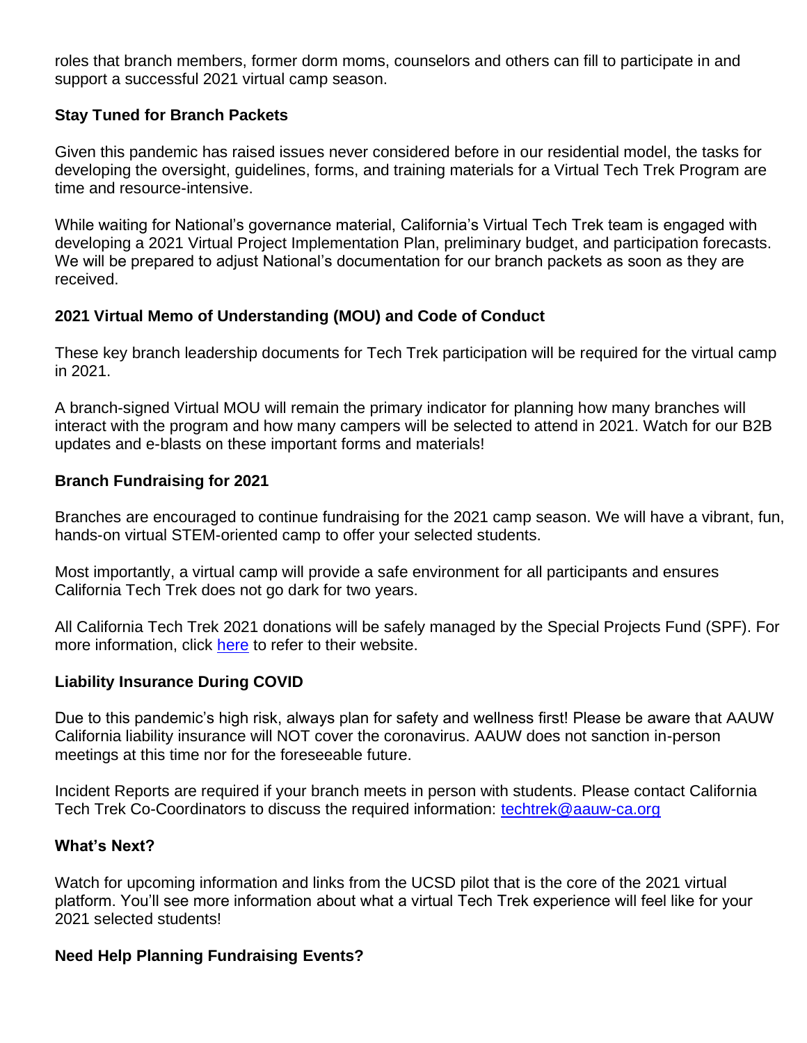roles that branch members, former dorm moms, counselors and others can fill to participate in and support a successful 2021 virtual camp season.

### Stay Tuned for Branch Packets

Given this pandemic has raised issues never considered before in our residential model, the tasks for developing the oversight, guidelines, forms, and training materials for a Virtual Tech Trek Program are time and resource-intensive.

While waiting for National's governance material, California's Virtual Tech Trek team is engaged with developing a 2021 Virtual Project Implementation Plan, preliminary budget, and participation forecasts. We will be prepared to adjust National's documentation for our branch packets as soon as they are received.

### 2021 Virtual Memo of Understanding (MOU) and Code of Conduct

These key branch leadership documents for Tech Trek participation will be required for the virtual camp in 2021.

A branch-signed Virtual MOU will remain the primary indicator for planning how many branches will interact with the program and how many campers will be selected to attend in 2021. Watch for our B2B updates and e-blasts on these important forms and materials!

### Branch Fundraising for 2021

Branches are encouraged to continue fundraising for the 2021 camp season. We will have a vibrant, fun, hands-on virtual STEM-oriented camp to offer your selected students.

Most importantly, a virtual camp will provide a safe environment for all participants and ensures California Tech Trek does not go dark for two years.

All California Tech Trek 2021 donations will be safely managed by the Special Projects Fund (SPF). For more information, click here to refer to their website.

### Liability Insurance During COVID

Due to this pandemic's high risk, always plan for safety and wellness first! Please be aware that AAUW California liability insurance will NOT cover the coronavirus. AAUW does not sanction in-person meetings at this time nor for the foreseeable future.

Incident Reports are required if your branch meets in person with students. Please contact California Tech Trek Co-Coordinators to discuss the required information: techtrek@aauw-ca.org

### What's Next?

Watch for upcoming information and links from the UCSD pilot that is the core of the 2021 virtual platform. You'll see more information about what a virtual Tech Trek experience will feel like for your 2021 selected students!

### Need Help Planning Fundraising Events?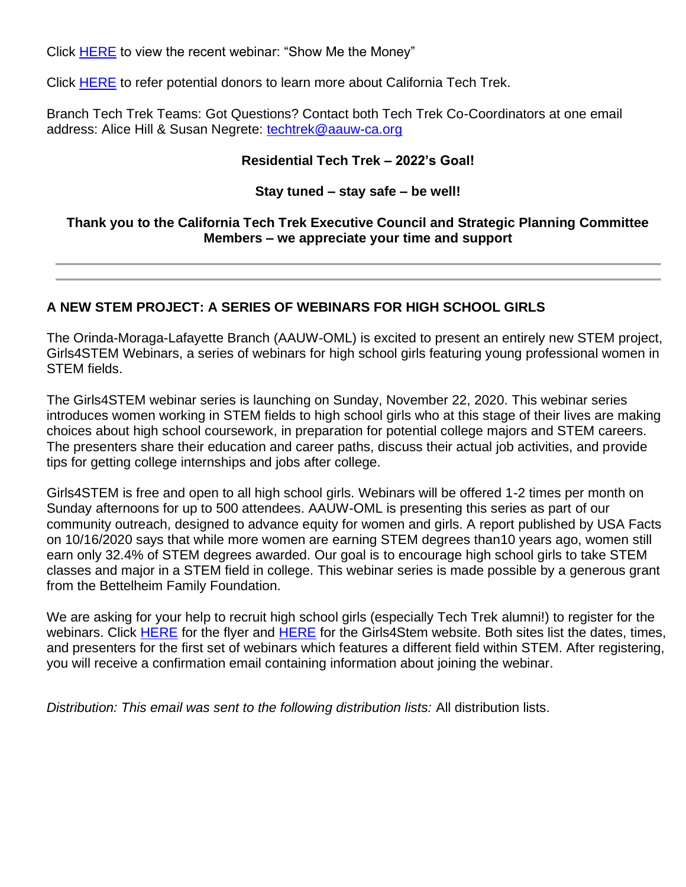Click HERE to view the recent webinar: "Show Me the Money"

Click HERE to refer potential donors to learn more about California Tech Trek.

Branch Tech Trek Teams: Got Questions? Contact both Tech Trek Co-Coordinators at one email address: Alice Hill & Susan Negrete: techtrek@aauw-ca.org

**Residential Tech Trek – 2022's Goal!**

**Stay tuned – stay safe – be well!**

**Thank you to the California Tech Trek Executive Council and Strategic Planning Committee Members – we appreciate your time and support**

---

---

## A NEW STEM PROJECT: A SERIES OF WEBINARS FOR HIGH SCHOOL GIRLS

The Orinda-Moraga-Lafayette Branch (AAUW-OML) is excited to present an entirely new STEM project, Girls4STEM Webinars, a series of webinars for high school girls featuring young professional women in STEM fields.

The Girls4STEM webinar series is launching on Sunday, November 22, 2020. This webinar series introduces women working in STEM fields to high school girls who at this stage of their lives are making choices about high school coursework, in preparation for potential college majors and STEM careers. The presenters share their education and career paths, discuss their actual job activities, and provide tips for getting college internships and jobs after college.

Girls4STEM is free and open to all high school girls. Webinars will be offered 1-2 times per month on Sunday afternoons for up to 500 attendees. AAUW-OML is presenting this series as part of our community outreach, designed to advance equity for women and girls. A report published by USA Facts on 10/16/2020 says that while more women are earning STEM degrees than10 years ago, women still earn only 32.4% of STEM degrees awarded. Our goal is to encourage high school girls to take STEM classes and major in a STEM field in college. This webinar series is made possible by a generous grant from the Bettelheim Family Foundation.

We are asking for your help to recruit high school girls (especially Tech Trek alumni!) to register for the webinars. Click HERE for the flyer and HERE for the Girls4Stem website. Both sites list the dates, times, and presenters for the first set of webinars which features a different field within STEM. After registering, you will receive a confirmation email containing information about joining the webinar.

*Distribution: This email was sent to the following distribution lists:* All distribution lists.